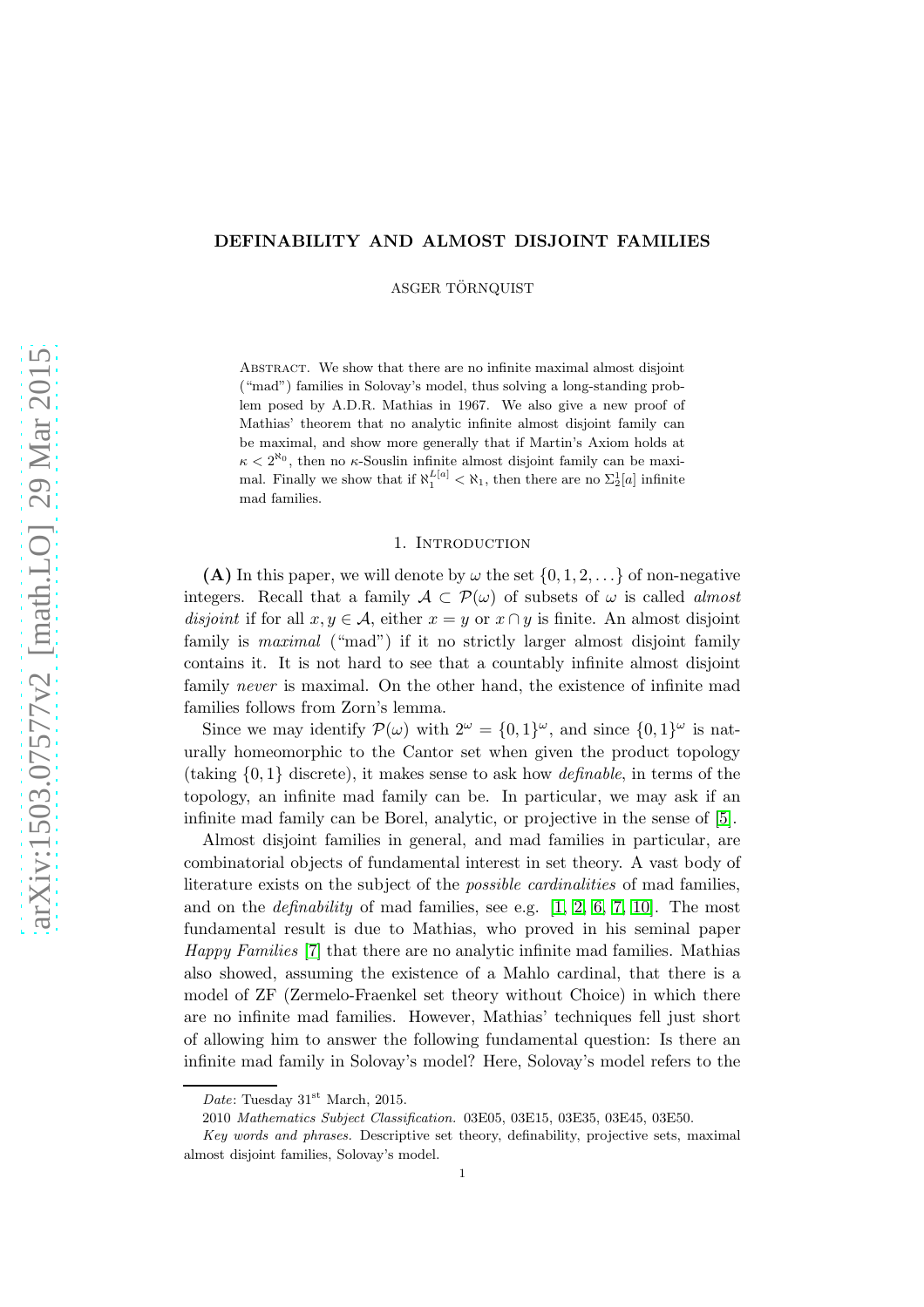# DEFINABILITY AND ALMOST DISJOINT FAMILIES

ASGER TÖRNQUIST

Abstract. We show that there are no infinite maximal almost disjoint ("mad") families in Solovay's model, thus solving a long-standing problem posed by A.D.R. Mathias in 1967. We also give a new proof of Mathias' theorem that no analytic infinite almost disjoint family can be maximal, and show more generally that if Martin's Axiom holds at $\kappa < 2^{\aleph_0}$, then no $\kappa$-Souslin infinite almost disjoint family can be maximal. Finally we show that if $\aleph_1^{L[a]} < \aleph_1$, then there are no $\Sigma^1_2[a]$ infinite mad families.

## 1. Introduction

**(A)** In this paper, we will denote by $\omega$ the set $\{0, 1, 2, \ldots\}$ of non-negative integers. Recall that a family $\mathcal{A} \subset \mathcal{P}(\omega)$ of subsets of $\omega$ is called *almost disjoint* if for all $x, y \in \mathcal{A}$, either $x = y$ or $x \cap y$ is finite. An almost disjoint family is *maximal* ("mad") if it no strictly larger almost disjoint family contains it. It is not hard to see that a countably infinite almost disjoint family *never* is maximal. On the other hand, the existence of infinite mad families follows from Zorn's lemma.

Since we may identify $\mathcal{P}(\omega)$ with $2^\omega = \{0, 1\}^\omega$, and since $\{0, 1\}^\omega$ is naturally homeomorphic to the Cantor set when given the product topology (taking $\{0, 1\}$ discrete), it makes sense to ask how *definable*, in terms of the topology, an infinite mad family can be. In particular, we may ask if an infinite mad family can be Borel, analytic, or projective in the sense of [5].

Almost disjoint families in general, and mad families in particular, are combinatorial objects of fundamental interest in set theory. A vast body of literature exists on the subject of the *possible cardinalities* of mad families, and on the *definability* of mad families, see e.g. [1, 2, 6, 7, 10]. The most fundamental result is due to Mathias, who proved in his seminal paper *Happy Families* [7] that there are no analytic infinite mad families. Mathias also showed, assuming the existence of a Mahlo cardinal, that there is a model of ZF (Zermelo-Fraenkel set theory without Choice) in which there are no infinite mad families. However, Mathias' techniques fell just short of allowing him to answer the following fundamental question: Is there an infinite mad family in Solovay's model? Here, Solovay's model refers to the

---

*Date*: Tuesday 31st March, 2015.

2010 *Mathematics Subject Classification.* 03E05, 03E15, 03E35, 03E45, 03E50.

*Key words and phrases.* Descriptive set theory, definability, projective sets, maximal almost disjoint families, Solovay's model.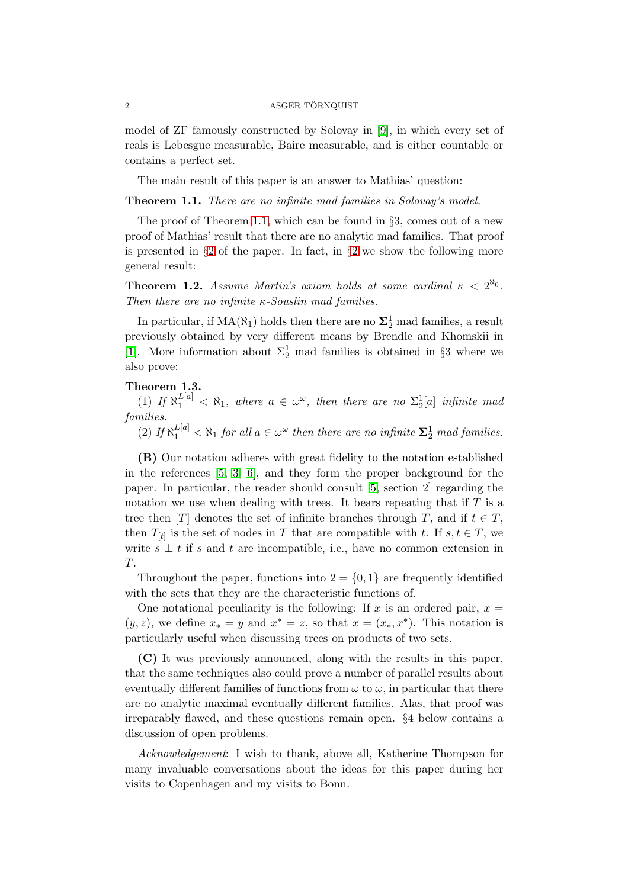model of ZF famously constructed by Solovay in [9], in which every set of reals is Lebesgue measurable, Baire measurable, and is either countable or contains a perfect set.

The main result of this paper is an answer to Mathias' question:

**Theorem 1.1.** *There are no infinite mad families in Solovay's model.*

The proof of Theorem 1.1, which can be found in §3, comes out of a new proof of Mathias' result that there are no analytic mad families. That proof is presented in §2 of the paper. In fact, in §2 we show the following more general result:

**Theorem 1.2.** *Assume Martin's axiom holds at some cardinal $\kappa < 2^{\aleph_0}$. Then there are no infinite $\kappa$-Souslin mad families.*

In particular, if $\mathrm{MA}(\aleph_1)$ holds then there are no $\mathbf{\Sigma}^1_2$ mad families, a result previously obtained by very different means by Brendle and Khomskii in [1]. More information about $\Sigma^1_2$ mad families is obtained in §3 where we also prove:

**Theorem 1.3.**
(1) *If $\aleph_1^{L[a]} < \aleph_1$, where $a \in \omega^\omega$, then there are no $\Sigma^1_2[a]$ infinite mad families.*
(2) *If $\aleph_1^{L[a]} < \aleph_1$ for all $a \in \omega^\omega$ then there are no infinite $\mathbf{\Sigma}^1_2$ mad families.*

**(B)** Our notation adheres with great fidelity to the notation established in the references [5, 3, 6], and they form the proper background for the paper. In particular, the reader should consult [5, section 2] regarding the notation we use when dealing with trees. It bears repeating that if $T$ is a tree then $[T]$ denotes the set of infinite branches through $T$, and if $t \in T$, then $T_{[t]}$ is the set of nodes in $T$ that are compatible with $t$. If $s, t \in T$, we write $s \perp t$ if $s$ and $t$ are incompatible, i.e., have no common extension in $T$.

Throughout the paper, functions into $2 = \{0, 1\}$ are frequently identified with the sets that they are the characteristic functions of.

One notational peculiarity is the following: If $x$ is an ordered pair, $x = (y, z)$, we define $x_* = y$ and $x^* = z$, so that $x = (x_*, x^*)$. This notation is particularly useful when discussing trees on products of two sets.

**(C)** It was previously announced, along with the results in this paper, that the same techniques also could prove a number of parallel results about eventually different families of functions from $\omega$ to $\omega$, in particular that there are no analytic maximal eventually different families. Alas, that proof was irreparably flawed, and these questions remain open. §4 below contains a discussion of open problems.

*Acknowledgement*: I wish to thank, above all, Katherine Thompson for many invaluable conversations about the ideas for this paper during her visits to Copenhagen and my visits to Bonn.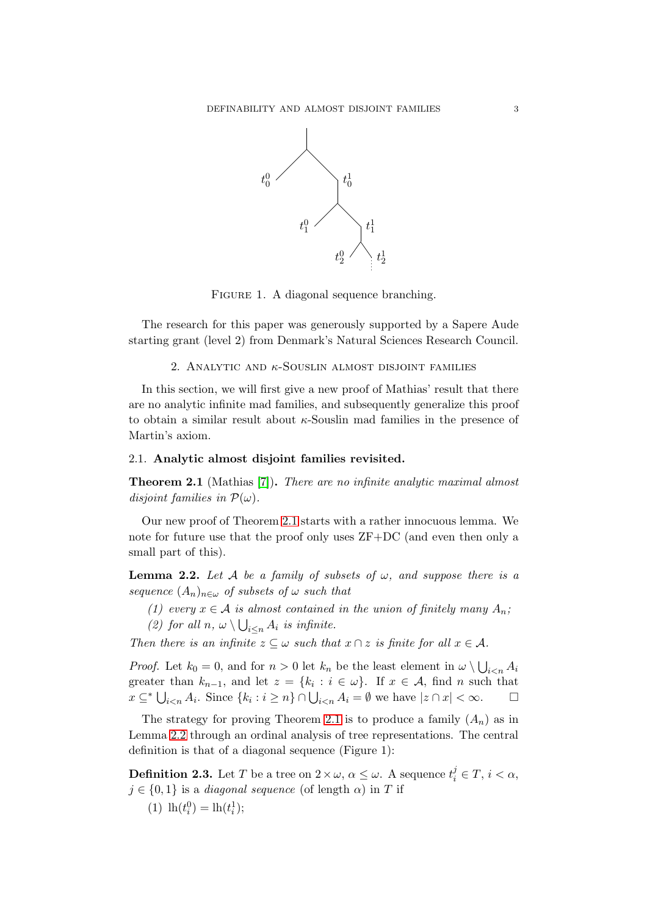Figure 1. A diagonal sequence branching.

The research for this paper was generously supported by a Sapere Aude starting grant (level 2) from Denmark's Natural Sciences Research Council.

## 2. Analytic and $\kappa$-Souslin almost disjoint families

In this section, we will first give a new proof of Mathias' result that there are no analytic infinite mad families, and subsequently generalize this proof to obtain a similar result about $\kappa$-Souslin mad families in the presence of Martin's axiom.

### 2.1. Analytic almost disjoint families revisited.

**Theorem 2.1** (Mathias [7])**.** *There are no infinite analytic maximal almost disjoint families in $\mathcal{P}(\omega)$.*

Our new proof of Theorem 2.1 starts with a rather innocuous lemma. We note for future use that the proof only uses ZF+DC (and even then only a small part of this).

**Lemma 2.2.** *Let $\mathcal{A}$ be a family of subsets of $\omega$, and suppose there is a sequence $(A_n)_{n\in\omega}$ of subsets of $\omega$ such that*

*(1) every $x \in \mathcal{A}$ is almost contained in the union of finitely many $A_n$;*
*(2) for all $n$, $\omega \setminus \bigcup_{i\leq n} A_i$ is infinite.*

*Then there is an infinite $z \subseteq \omega$ such that $x \cap z$ is finite for all $x \in \mathcal{A}$.*

*Proof.* Let $k_0 = 0$, and for $n > 0$ let $k_n$ be the least element in $\omega \setminus \bigcup_{i<n} A_i$ greater than $k_{n-1}$, and let $z = \{k_i : i \in \omega\}$. If $x \in \mathcal{A}$, find $n$ such that $x \subseteq^* \bigcup_{i<n} A_i$. Since $\{k_i : i \geq n\} \cap \bigcup_{i<n} A_i = \emptyset$ we have $|z \cap x| < \infty$. $\square$

The strategy for proving Theorem 2.1 is to produce a family $(A_n)$ as in Lemma 2.2 through an ordinal analysis of tree representations. The central definition is that of a diagonal sequence (Figure 1):

**Definition 2.3.** Let $T$ be a tree on $2 \times \omega$, $\alpha \leq \omega$. A sequence $t_i^j \in T$, $i < \alpha$, $j \in \{0, 1\}$ is a *diagonal sequence* (of length $\alpha$) in $T$ if

(1) $\mathrm{lh}(t_i^0) = \mathrm{lh}(t_i^1)$;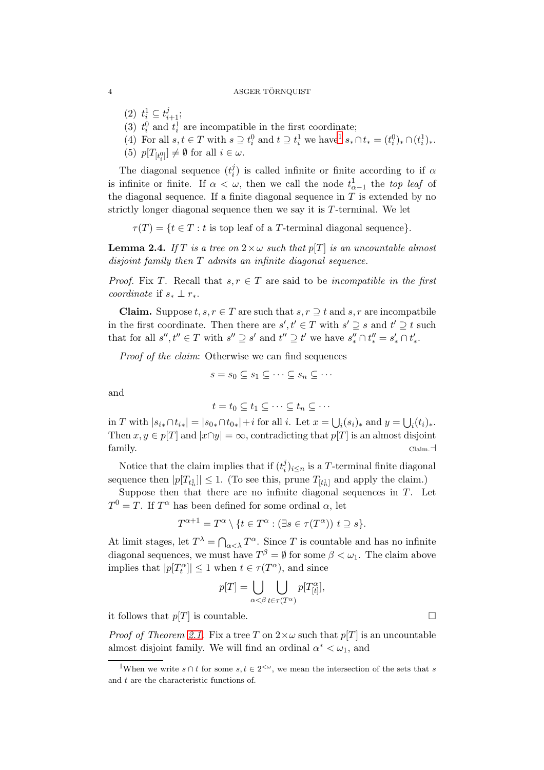(2) $t_i^1 \subseteq t_{i+1}^j$;

(3) $t_i^0$ and $t_i^1$ are incompatible in the first coordinate;

(4) For all $s, t \in T$ with $s \supseteq t_i^0$ and $t \supseteq t_i^1$ we have[1] $s_* \cap t_* = (t_i^0)_* \cap (t_i^1)_*$.

(5) $p[T_{[t_i^0]}] \neq \emptyset$ for all $i \in \omega$.

The diagonal sequence $(t_i^j)$ is called infinite or finite according to if $\alpha$ is infinite or finite. If $\alpha < \omega$, then we call the node $t_{\alpha-1}^1$ the *top leaf* of the diagonal sequence. If a finite diagonal sequence in $T$ is extended by no strictly longer diagonal sequence then we say it is $T$-terminal. We let

$$\tau(T) = \{t \in T : t \text{ is top leaf of a } T\text{-terminal diagonal sequence}\}.$$

**Lemma 2.4.** *If $T$ is a tree on $2\times\omega$ such that $p[T]$ is an uncountable almost disjoint family then $T$ admits an infinite diagonal sequence.*

*Proof.* Fix $T$. Recall that $s, r \in T$ are said to be *incompatible in the first coordinate* if $s_* \perp r_*$.

**Claim.** Suppose $t, s, r \in T$ are such that $s, r \supseteq t$ and $s, r$ are incompatbile in the first coordinate. Then there are $s', t' \in T$ with $s' \supseteq s$ and $t' \supseteq t$ such that for all $s'', t'' \in T$ with $s'' \supseteq s'$ and $t'' \supseteq t'$ we have $s''_* \cap t''_* = s'_* \cap t'_*$.

*Proof of the claim*: Otherwise we can find sequences

$$s = s_0 \subseteq s_1 \subseteq \cdots \subseteq s_n \subseteq \cdots$$

and

$$t = t_0 \subseteq t_1 \subseteq \cdots \subseteq t_n \subseteq \cdots$$

in $T$ with $|s_{i*} \cap t_{i*}| = |s_{0*} \cap t_{0*}| + i$ for all $i$. Let $x = \bigcup_i (s_i)_*$ and $y = \bigcup_i (t_i)_*$. Then $x, y \in p[T]$ and $|x \cap y| = \infty$, contradicting that $p[T]$ is an almost disjoint family. $\quad {\scriptstyle\text{Claim.}}\dashv$

Notice that the claim implies that if $(t_i^j)_{i\leq n}$ is a $T$-terminal finite diagonal sequence then $|p[T_{t_n^1}]| \leq 1$. (To see this, prune $T_{[t_n^1]}$ and apply the claim.)

Suppose then that there are no infinite diagonal sequences in $T$. Let $T^0 = T$. If $T^\alpha$ has been defined for some ordinal $\alpha$, let

$$T^{\alpha+1} = T^\alpha \setminus \{t \in T^\alpha : (\exists s \in \tau(T^\alpha))\ t \supseteq s\}.$$

At limit stages, let $T^\lambda = \bigcap_{\alpha<\lambda} T^\alpha$. Since $T$ is countable and has no infinite diagonal sequences, we must have $T^\beta = \emptyset$ for some $\beta < \omega_1$. The claim above implies that $|p[T_t^\alpha]| \leq 1$ when $t \in \tau(T^\alpha)$, and since

$$p[T] = \bigcup_{\alpha<\beta} \bigcup_{t\in\tau(T^\alpha)} p[T_{[t]}^\alpha],$$

it follows that $p[T]$ is countable. $\square$

*Proof of Theorem 2.1.* Fix a tree $T$ on $2\times\omega$ such that $p[T]$ is an uncountable almost disjoint family. We will find an ordinal $\alpha^* < \omega_1$, and

[1] When we write $s \cap t$ for some $s, t \in 2^{<\omega}$, we mean the intersection of the sets that $s$ and $t$ are the characteristic functions of.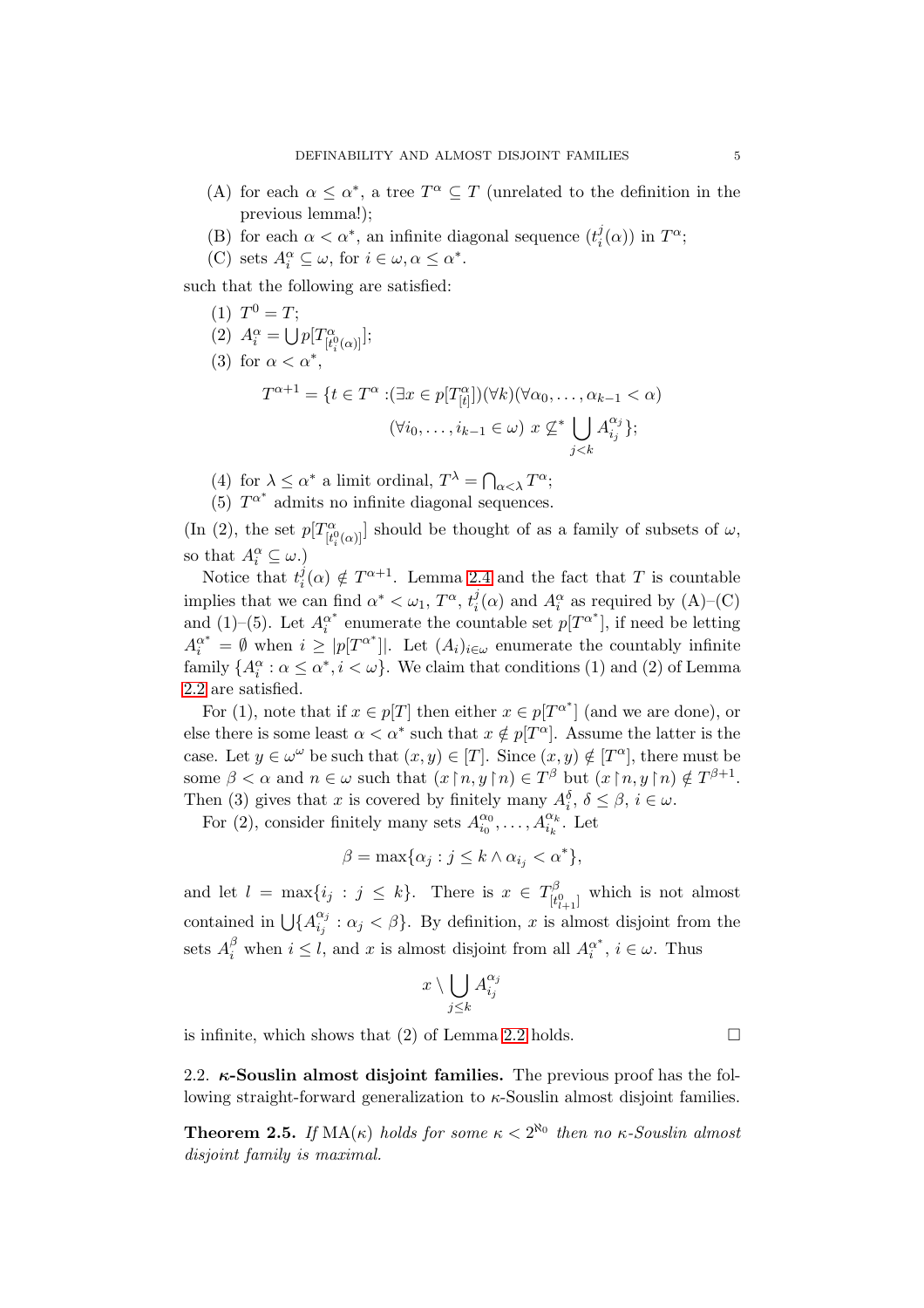(A) for each $\alpha \leq \alpha^*$, a tree $T^\alpha \subseteq T$ (unrelated to the definition in the previous lemma!);

(B) for each $\alpha < \alpha^*$, an infinite diagonal sequence $(t_i^j(\alpha))$ in $T^\alpha$;

(C) sets $A_i^\alpha \subseteq \omega$, for $i \in \omega, \alpha \leq \alpha^*$.

such that the following are satisfied:

(1) $T^0 = T$;

(2) $A_i^\alpha = \bigcup p[T^\alpha_{[t_i^0(\alpha)]}]$;

(3) for $\alpha < \alpha^*$,

$$T^{\alpha+1} = \{t \in T^\alpha : (\exists x \in p[T^\alpha_{[t]}])(\forall k)(\forall \alpha_0, \ldots, \alpha_{k-1} < \alpha)$$
$$(\forall i_0, \ldots, i_{k-1} \in \omega)\ x \not\subseteq^* \bigcup_{j<k} A_{i_j}^{\alpha_j}\};$$

(4) for $\lambda \leq \alpha^*$ a limit ordinal, $T^\lambda = \bigcap_{\alpha<\lambda} T^\alpha$;

(5) $T^{\alpha^*}$ admits no infinite diagonal sequences.

(In (2), the set $p[T^\alpha_{[t_i^0(\alpha)]}]$ should be thought of as a family of subsets of $\omega$, so that $A_i^\alpha \subseteq \omega$.)

Notice that $t_i^j(\alpha) \notin T^{\alpha+1}$. Lemma 2.4 and the fact that $T$ is countable implies that we can find $\alpha^* < \omega_1$, $T^\alpha$, $t_i^j(\alpha)$ and $A_i^\alpha$ as required by (A)–(C) and (1)–(5). Let $A_i^{\alpha^*}$ enumerate the countable set $p[T^{\alpha^*}]$, if need be letting $A_i^{\alpha^*} = \emptyset$ when $i \geq |p[T^{\alpha^*}]|$. Let $(A_i)_{i\in\omega}$ enumerate the countably infinite family $\{A_i^\alpha : \alpha \leq \alpha^*, i < \omega\}$. We claim that conditions (1) and (2) of Lemma 2.2 are satisfied.

For (1), note that if $x \in p[T]$ then either $x \in p[T^{\alpha^*}]$ (and we are done), or else there is some least $\alpha < \alpha^*$ such that $x \notin p[T^\alpha]$. Assume the latter is the case. Let $y \in \omega^\omega$ be such that $(x, y) \in [T]$. Since $(x, y) \notin [T^\alpha]$, there must be some $\beta < \alpha$ and $n \in \omega$ such that $(x\restriction n, y\restriction n) \in T^\beta$ but $(x\restriction n, y\restriction n) \notin T^{\beta+1}$. Then (3) gives that $x$ is covered by finitely many $A_i^\delta$, $\delta \leq \beta$, $i \in \omega$.

For (2), consider finitely many sets $A_{i_0}^{\alpha_0}, \ldots, A_{i_k}^{\alpha_k}$. Let

$$\beta = \max\{\alpha_j : j \leq k \wedge \alpha_{i_j} < \alpha^*\},$$

and let $l = \max\{i_j : j \leq k\}$. There is $x \in T^\beta_{[t_{l+1}^0]}$ which is not almost contained in $\bigcup\{A_{i_j}^{\alpha_j} : \alpha_j < \beta\}$. By definition, $x$ is almost disjoint from the sets $A_i^\beta$ when $i \leq l$, and $x$ is almost disjoint from all $A_i^{\alpha^*}$, $i \in \omega$. Thus

$$x \setminus \bigcup_{j\leq k} A_{i_j}^{\alpha_j}$$

is infinite, which shows that (2) of Lemma 2.2 holds. □

### 2.2. $\kappa$-Souslin almost disjoint families.

The previous proof has the following straight-forward generalization to $\kappa$-Souslin almost disjoint families.

**Theorem 2.5.** *If* $\mathrm{MA}(\kappa)$ *holds for some* $\kappa < 2^{\aleph_0}$ *then no* $\kappa$*-Souslin almost disjoint family is maximal.*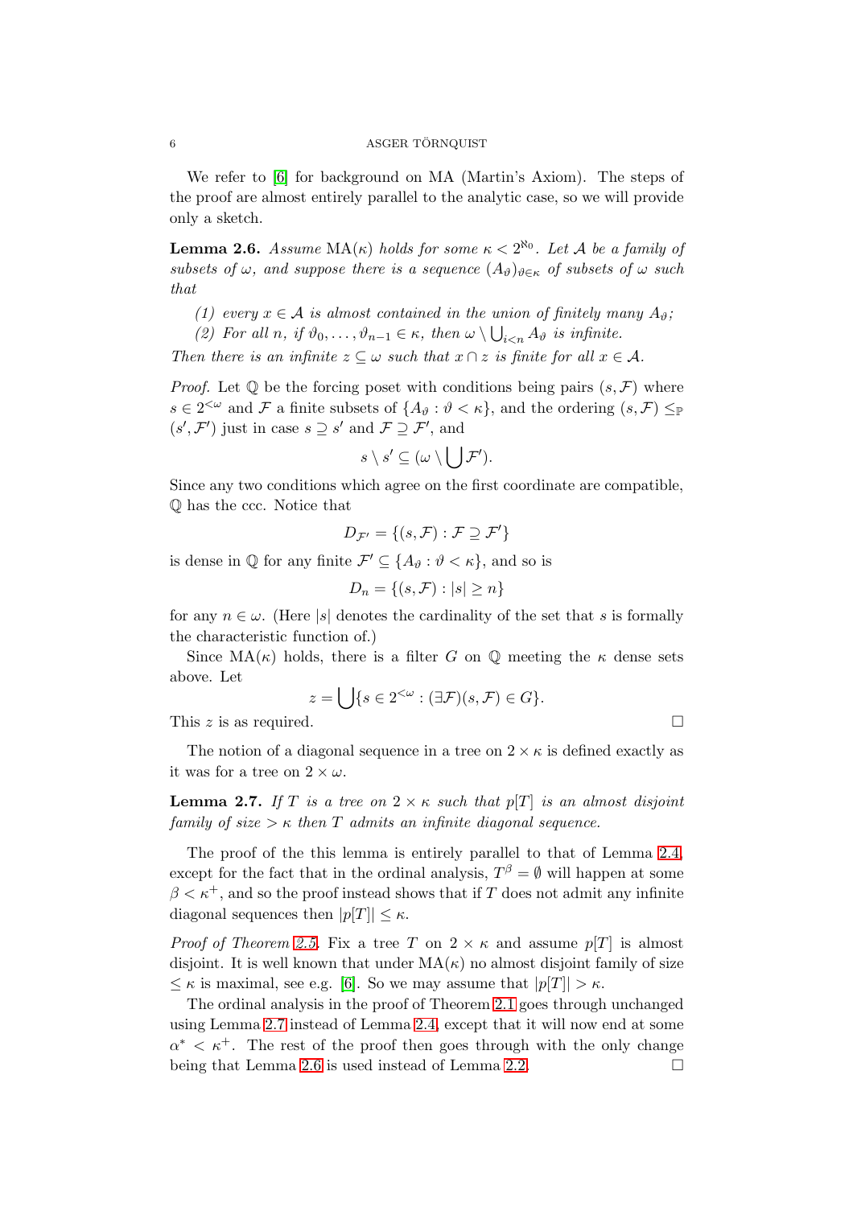We refer to [6] for background on MA (Martin's Axiom). The steps of the proof are almost entirely parallel to the analytic case, so we will provide only a sketch.

**Lemma 2.6.** *Assume* MA($\kappa$) *holds for some* $\kappa < 2^{\aleph_0}$. *Let* $\mathcal{A}$ *be a family of subsets of* $\omega$, *and suppose there is a sequence* $(A_\vartheta)_{\vartheta\in\kappa}$ *of subsets of* $\omega$ *such that*

*(1) every* $x \in \mathcal{A}$ *is almost contained in the union of finitely many* $A_\vartheta$;
*(2) For all* $n$, *if* $\vartheta_0, \ldots, \vartheta_{n-1} \in \kappa$, *then* $\omega \setminus \bigcup_{i<n} A_\vartheta$ *is infinite.*

*Then there is an infinite* $z \subseteq \omega$ *such that* $x \cap z$ *is finite for all* $x \in \mathcal{A}$.

*Proof.* Let $\mathbb{Q}$ be the forcing poset with conditions being pairs $(s, \mathcal{F})$ where $s \in 2^{<\omega}$ and $\mathcal{F}$ a finite subsets of $\{A_\vartheta : \vartheta < \kappa\}$, and the ordering $(s, \mathcal{F}) \leq_{\mathbb{P}} (s', \mathcal{F}')$ just in case $s \supseteq s'$ and $\mathcal{F} \supseteq \mathcal{F}'$, and

$$s \setminus s' \subseteq (\omega \setminus \bigcup \mathcal{F}').$$

Since any two conditions which agree on the first coordinate are compatible, $\mathbb{Q}$ has the ccc. Notice that

$$D_{\mathcal{F}'} = \{(s, \mathcal{F}) : \mathcal{F} \supseteq \mathcal{F}'\}$$

is dense in $\mathbb{Q}$ for any finite $\mathcal{F}' \subseteq \{A_\vartheta : \vartheta < \kappa\}$, and so is

$$D_n = \{(s, \mathcal{F}) : |s| \geq n\}$$

for any $n \in \omega$. (Here $|s|$ denotes the cardinality of the set that $s$ is formally the characteristic function of.)

Since MA($\kappa$) holds, there is a filter $G$ on $\mathbb{Q}$ meeting the $\kappa$ dense sets above. Let

$$z = \bigcup\{s \in 2^{<\omega} : (\exists \mathcal{F})(s, \mathcal{F}) \in G\}.$$

This $z$ is as required. $\square$

The notion of a diagonal sequence in a tree on $2 \times \kappa$ is defined exactly as it was for a tree on $2 \times \omega$.

**Lemma 2.7.** *If* $T$ *is a tree on* $2 \times \kappa$ *such that* $p[T]$ *is an almost disjoint family of size* $> \kappa$ *then* $T$ *admits an infinite diagonal sequence.*

The proof of the this lemma is entirely parallel to that of Lemma 2.4, except for the fact that in the ordinal analysis, $T^\beta = \emptyset$ will happen at some $\beta < \kappa^+$, and so the proof instead shows that if $T$ does not admit any infinite diagonal sequences then $|p[T]| \leq \kappa$.

*Proof of Theorem 2.5.* Fix a tree $T$ on $2 \times \kappa$ and assume $p[T]$ is almost disjoint. It is well known that under MA($\kappa$) no almost disjoint family of size $\leq \kappa$ is maximal, see e.g. [6]. So we may assume that $|p[T]| > \kappa$.

The ordinal analysis in the proof of Theorem 2.1 goes through unchanged using Lemma 2.7 instead of Lemma 2.4, except that it will now end at some $\alpha^* < \kappa^+$. The rest of the proof then goes through with the only change being that Lemma 2.6 is used instead of Lemma 2.2. $\square$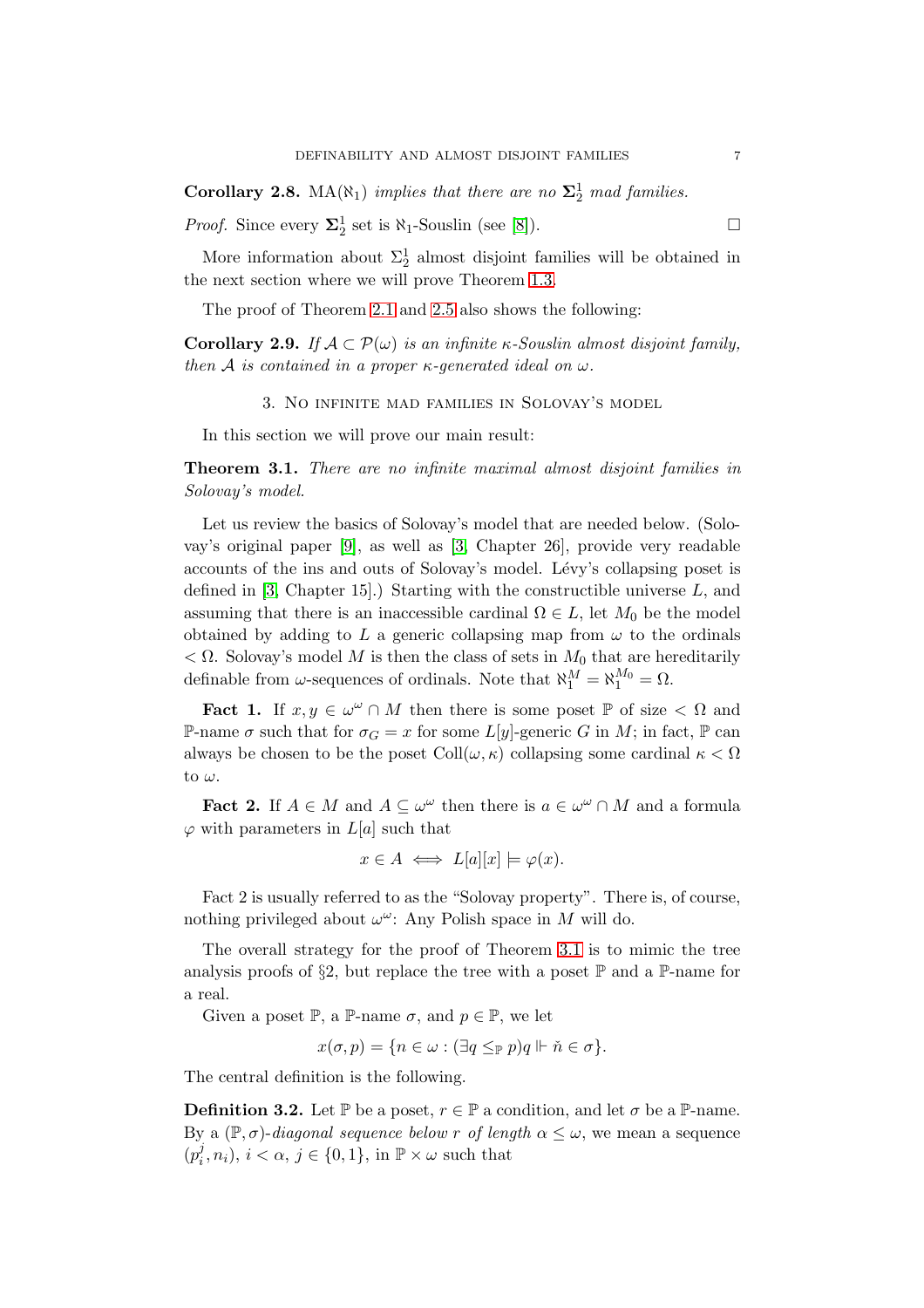**Corollary 2.8.** *$\mathrm{MA}(\aleph_1)$ implies that there are no $\mathbf{\Sigma}^1_2$ mad families.*

*Proof.* Since every $\mathbf{\Sigma}^1_2$ set is $\aleph_1$-Souslin (see [8]). □

More information about $\Sigma^1_2$ almost disjoint families will be obtained in the next section where we will prove Theorem 1.3.

The proof of Theorem 2.1 and 2.5 also shows the following:

**Corollary 2.9.** *If $\mathcal{A} \subset \mathcal{P}(\omega)$ is an infinite $\kappa$-Souslin almost disjoint family, then $\mathcal{A}$ is contained in a proper $\kappa$-generated ideal on $\omega$.*

## 3. No infinite mad families in Solovay's model

In this section we will prove our main result:

**Theorem 3.1.** *There are no infinite maximal almost disjoint families in Solovay's model.*

Let us review the basics of Solovay's model that are needed below. (Solovay's original paper [9], as well as [3, Chapter 26], provide very readable accounts of the ins and outs of Solovay's model. Lévy's collapsing poset is defined in [3, Chapter 15].) Starting with the constructible universe $L$, and assuming that there is an inaccessible cardinal $\Omega \in L$, let $M_0$ be the model obtained by adding to $L$ a generic collapsing map from $\omega$ to the ordinals $< \Omega$. Solovay's model $M$ is then the class of sets in $M_0$ that are hereditarily definable from $\omega$-sequences of ordinals. Note that $\aleph_1^M = \aleph_1^{M_0} = \Omega$.

**Fact 1.** If $x, y \in \omega^\omega \cap M$ then there is some poset $\mathbb{P}$ of size $< \Omega$ and $\mathbb{P}$-name $\sigma$ such that for $\sigma_G = x$ for some $L[y]$-generic $G$ in $M$; in fact, $\mathbb{P}$ can always be chosen to be the poset $\mathrm{Coll}(\omega, \kappa)$ collapsing some cardinal $\kappa < \Omega$ to $\omega$.

**Fact 2.** If $A \in M$ and $A \subseteq \omega^\omega$ then there is $a \in \omega^\omega \cap M$ and a formula $\varphi$ with parameters in $L[a]$ such that

$$x \in A \iff L[a][x] \models \varphi(x).$$

Fact 2 is usually referred to as the "Solovay property". There is, of course, nothing privileged about $\omega^\omega$: Any Polish space in $M$ will do.

The overall strategy for the proof of Theorem 3.1 is to mimic the tree analysis proofs of §2, but replace the tree with a poset $\mathbb{P}$ and a $\mathbb{P}$-name for a real.

Given a poset $\mathbb{P}$, a $\mathbb{P}$-name $\sigma$, and $p \in \mathbb{P}$, we let

$$x(\sigma, p) = \{n \in \omega : (\exists q \leq_{\mathbb{P}} p) q \Vdash \check{n} \in \sigma\}.$$

The central definition is the following.

**Definition 3.2.** Let $\mathbb{P}$ be a poset, $r \in \mathbb{P}$ a condition, and let $\sigma$ be a $\mathbb{P}$-name. By a *$(\mathbb{P}, \sigma)$-diagonal sequence below $r$ of length $\alpha \leq \omega$*, we mean a sequence $(p_i^j, n_i)$, $i < \alpha$, $j \in \{0, 1\}$, in $\mathbb{P} \times \omega$ such that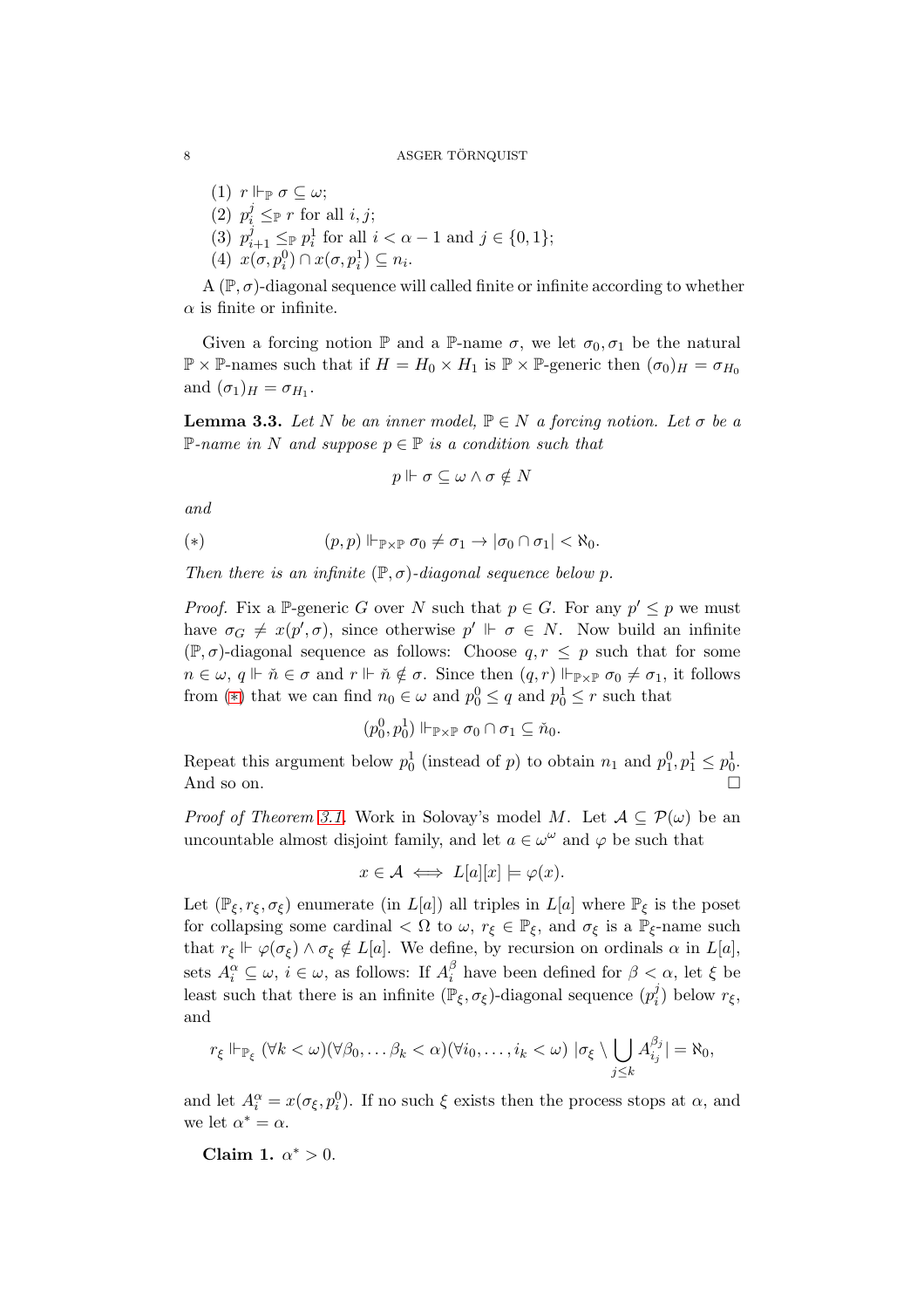(1) $r \Vdash_{\mathbb{P}} \sigma \subseteq \omega$;
(2) $p_i^j \leq_{\mathbb{P}} r$ for all $i, j$;
(3) $p_{i+1}^j \leq_{\mathbb{P}} p_i^1$ for all $i < \alpha - 1$ and $j \in \{0, 1\}$;
(4) $x(\sigma, p_i^0) \cap x(\sigma, p_i^1) \subseteq n_i$.

A $(\mathbb{P}, \sigma)$-diagonal sequence will called finite or infinite according to whether $\alpha$ is finite or infinite.

Given a forcing notion $\mathbb{P}$ and a $\mathbb{P}$-name $\sigma$, we let $\sigma_0, \sigma_1$ be the natural $\mathbb{P} \times \mathbb{P}$-names such that if $H = H_0 \times H_1$ is $\mathbb{P} \times \mathbb{P}$-generic then $(\sigma_0)_H = \sigma_{H_0}$ and $(\sigma_1)_H = \sigma_{H_1}$.

**Lemma 3.3.** *Let $N$ be an inner model, $\mathbb{P} \in N$ a forcing notion. Let $\sigma$ be a $\mathbb{P}$-name in $N$ and suppose $p \in \mathbb{P}$ is a condition such that*

$$p \Vdash \sigma \subseteq \omega \wedge \sigma \notin N$$

*and*

$$(*) \qquad (p, p) \Vdash_{\mathbb{P} \times \mathbb{P}} \sigma_0 \neq \sigma_1 \to |\sigma_0 \cap \sigma_1| < \aleph_0.$$

*Then there is an infinite $(\mathbb{P}, \sigma)$-diagonal sequence below $p$.*

*Proof.* Fix a $\mathbb{P}$-generic $G$ over $N$ such that $p \in G$. For any $p' \leq p$ we must have $\sigma_G \neq x(p', \sigma)$, since otherwise $p' \Vdash \sigma \in N$. Now build an infinite $(\mathbb{P}, \sigma)$-diagonal sequence as follows: Choose $q, r \leq p$ such that for some $n \in \omega$, $q \Vdash \check{n} \in \sigma$ and $r \Vdash \check{n} \notin \sigma$. Since then $(q, r) \Vdash_{\mathbb{P} \times \mathbb{P}} \sigma_0 \neq \sigma_1$, it follows from (*) that we can find $n_0 \in \omega$ and $p_0^0 \leq q$ and $p_0^1 \leq r$ such that

$$(p_0^0, p_0^1) \Vdash_{\mathbb{P} \times \mathbb{P}} \sigma_0 \cap \sigma_1 \subseteq \check{n}_0.$$

Repeat this argument below $p_0^1$ (instead of $p$) to obtain $n_1$ and $p_1^0, p_1^1 \leq p_0^1$. And so on. □

*Proof of Theorem 3.1.* Work in Solovay's model $M$. Let $\mathcal{A} \subseteq \mathcal{P}(\omega)$ be an uncountable almost disjoint family, and let $a \in \omega^\omega$ and $\varphi$ be such that

$$x \in \mathcal{A} \iff L[a][x] \models \varphi(x).$$

Let $(\mathbb{P}_\xi, r_\xi, \sigma_\xi)$ enumerate (in $L[a]$) all triples in $L[a]$ where $\mathbb{P}_\xi$ is the poset for collapsing some cardinal $< \Omega$ to $\omega$, $r_\xi \in \mathbb{P}_\xi$, and $\sigma_\xi$ is a $\mathbb{P}_\xi$-name such that $r_\xi \Vdash \varphi(\sigma_\xi) \wedge \sigma_\xi \notin L[a]$. We define, by recursion on ordinals $\alpha$ in $L[a]$, sets $A_i^\alpha \subseteq \omega$, $i \in \omega$, as follows: If $A_i^\beta$ have been defined for $\beta < \alpha$, let $\xi$ be least such that there is an infinite $(\mathbb{P}_\xi, \sigma_\xi)$-diagonal sequence $(p_i^j)$ below $r_\xi$, and

$$r_\xi \Vdash_{\mathbb{P}_\xi} (\forall k < \omega)(\forall \beta_0, \ldots \beta_k < \alpha)(\forall i_0, \ldots, i_k < \omega)\ |\sigma_\xi \setminus \bigcup_{j \leq k} A_{i_j}^{\beta_j}| = \aleph_0,$$

and let $A_i^\alpha = x(\sigma_\xi, p_i^0)$. If no such $\xi$ exists then the process stops at $\alpha$, and we let $\alpha^* = \alpha$.

**Claim 1.** $\alpha^* > 0$.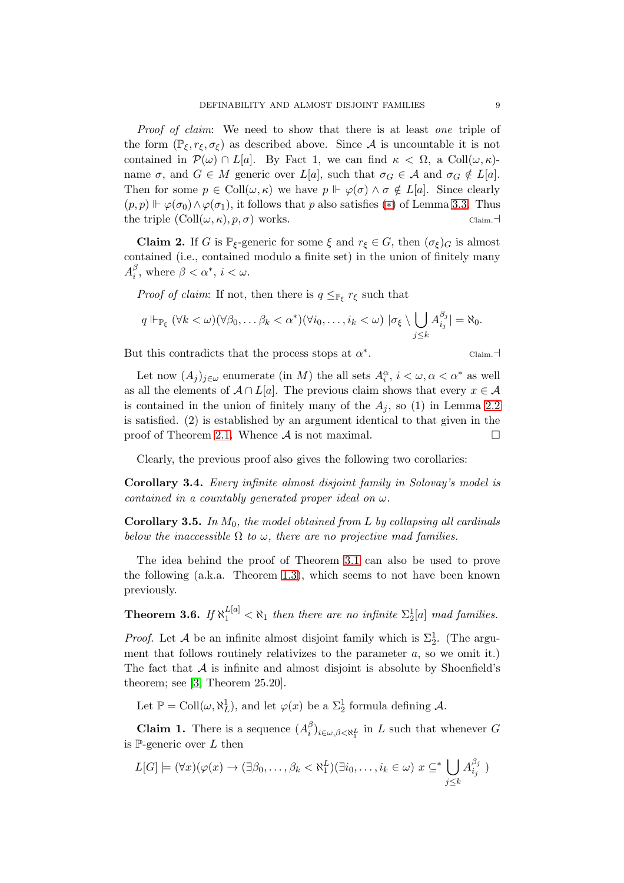*Proof of claim*: We need to show that there is at least *one* triple of the form $(\mathbb{P}_\xi, r_\xi, \sigma_\xi)$ as described above. Since $\mathcal{A}$ is uncountable it is not contained in $\mathcal{P}(\omega) \cap L[a]$. By Fact 1, we can find $\kappa < \Omega$, a $\mathrm{Coll}(\omega, \kappa)$-name $\sigma$, and $G \in M$ generic over $L[a]$, such that $\sigma_G \in \mathcal{A}$ and $\sigma_G \notin L[a]$. Then for some $p \in \mathrm{Coll}(\omega, \kappa)$ we have $p \Vdash \varphi(\sigma) \wedge \sigma \notin L[a]$. Since clearly $(p, p) \Vdash \varphi(\sigma_0) \wedge \varphi(\sigma_1)$, it follows that $p$ also satisfies (⊛) of Lemma 3.3. Thus the triple $(\mathrm{Coll}(\omega, \kappa), p, \sigma)$ works. $\quad_{\text{Claim.}}\dashv$

**Claim 2.** If $G$ is $\mathbb{P}_\xi$-generic for some $\xi$ and $r_\xi \in G$, then $(\sigma_\xi)_G$ is almost contained (i.e., contained modulo a finite set) in the union of finitely many $A_i^\beta$, where $\beta < \alpha^*$, $i < \omega$.

*Proof of claim*: If not, then there is $q \leq_{\mathbb{P}_\xi} r_\xi$ such that

$$q \Vdash_{\mathbb{P}_\xi} (\forall k < \omega)(\forall \beta_0, \dots \beta_k < \alpha^*)(\forall i_0, \dots, i_k < \omega)\ |\sigma_\xi \setminus \bigcup_{j \leq k} A_{i_j}^{\beta_j}| = \aleph_0.$$

But this contradicts that the process stops at $\alpha^*$. $\quad_{\text{Claim.}}\dashv$

Let now $(A_j)_{j \in \omega}$ enumerate (in $M$) the all sets $A_i^\alpha$, $i < \omega, \alpha < \alpha^*$ as well as all the elements of $\mathcal{A} \cap L[a]$. The previous claim shows that every $x \in \mathcal{A}$ is contained in the union of finitely many of the $A_j$, so (1) in Lemma 2.2 is satisfied. (2) is established by an argument identical to that given in the proof of Theorem 2.1. Whence $\mathcal{A}$ is not maximal. $\square$

Clearly, the previous proof also gives the following two corollaries:

**Corollary 3.4.** *Every infinite almost disjoint family in Solovay's model is contained in a countably generated proper ideal on $\omega$.*

**Corollary 3.5.** *In $M_0$, the model obtained from $L$ by collapsing all cardinals below the inaccessible $\Omega$ to $\omega$, there are no projective mad families.*

The idea behind the proof of Theorem 3.1 can also be used to prove the following (a.k.a. Theorem 1.3), which seems to not have been known previously.

**Theorem 3.6.** *If $\aleph_1^{L[a]} < \aleph_1$ then there are no infinite $\Sigma^1_2[a]$ mad families.*

*Proof.* Let $\mathcal{A}$ be an infinite almost disjoint family which is $\Sigma^1_2$. (The argument that follows routinely relativizes to the parameter $a$, so we omit it.) The fact that $\mathcal{A}$ is infinite and almost disjoint is absolute by Shoenfield's theorem; see [3, Theorem 25.20].

Let $\mathbb{P} = \mathrm{Coll}(\omega, \aleph_L^1)$, and let $\varphi(x)$ be a $\Sigma^1_2$ formula defining $\mathcal{A}$.

**Claim 1.** There is a sequence $(A_i^\beta)_{i \in \omega, \beta < \aleph_1^L}$ in $L$ such that whenever $G$ is $\mathbb{P}$-generic over $L$ then

$$L[G] \models (\forall x)(\varphi(x) \to (\exists \beta_0, \dots, \beta_k < \aleph_1^L)(\exists i_0, \dots, i_k \in \omega)\ x \subseteq^* \bigcup_{j \leq k} A_{i_j}^{\beta_j}\ )$$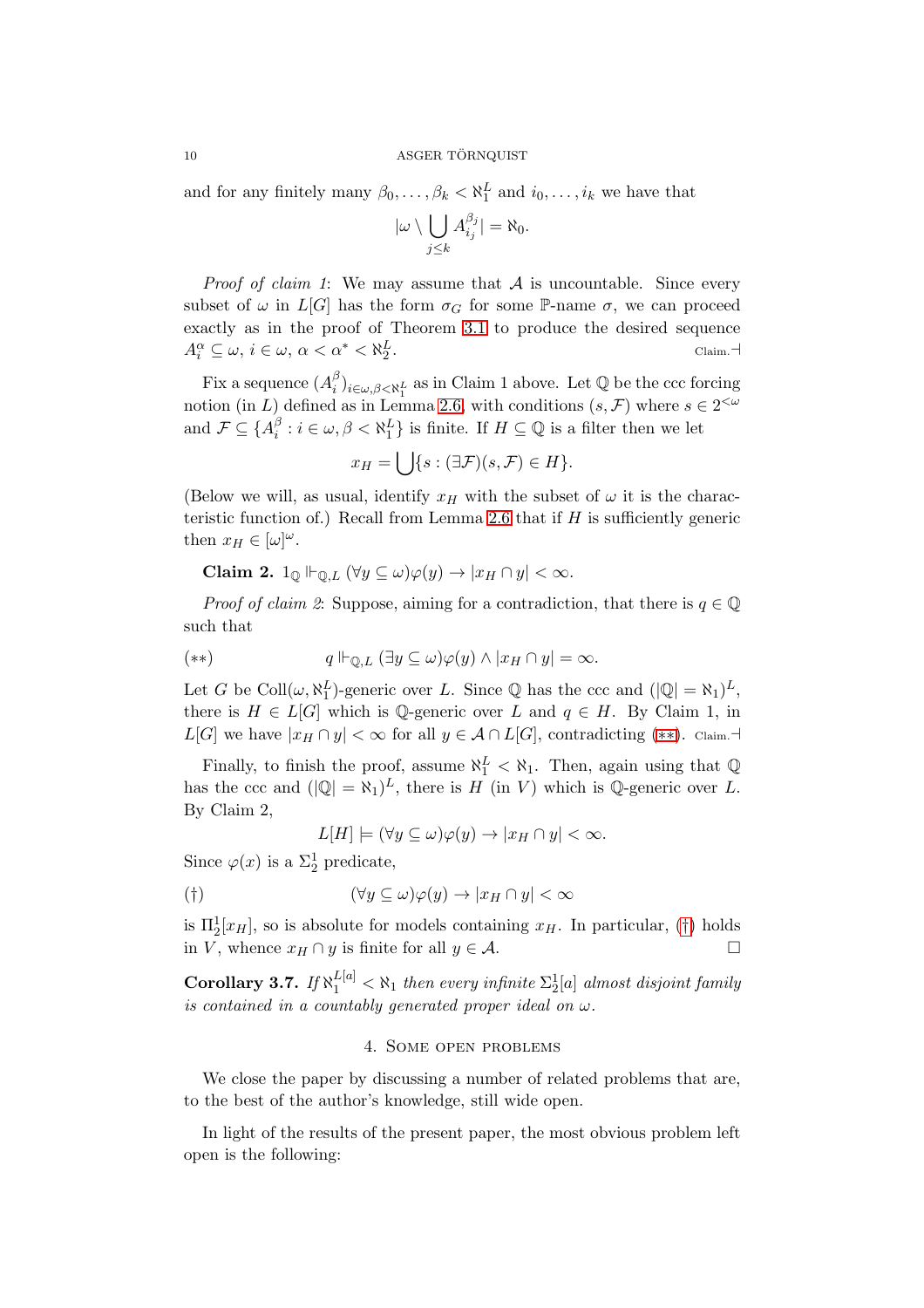and for any finitely many $\beta_0, \ldots, \beta_k < \aleph_1^L$ and $i_0, \ldots, i_k$ we have that

$$|\omega \setminus \bigcup_{j \leq k} A_{i_j}^{\beta_j}| = \aleph_0.$$

*Proof of claim 1*: We may assume that $\mathcal{A}$ is uncountable. Since every subset of $\omega$ in $L[G]$ has the form $\sigma_G$ for some $\mathbb{P}$-name $\sigma$, we can proceed exactly as in the proof of Theorem 3.1 to produce the desired sequence $A_i^\alpha \subseteq \omega$, $i \in \omega$, $\alpha < \alpha^* < \aleph_2^L$. $\quad$ Claim.$\dashv$

Fix a sequence $(A_i^\beta)_{i \in \omega, \beta < \aleph_1^L}$ as in Claim 1 above. Let $\mathbb{Q}$ be the ccc forcing notion (in $L$) defined as in Lemma 2.6, with conditions $(s, \mathcal{F})$ where $s \in 2^{<\omega}$ and $\mathcal{F} \subseteq \{A_i^\beta : i \in \omega, \beta < \aleph_1^L\}$ is finite. If $H \subseteq \mathbb{Q}$ is a filter then we let

$$x_H = \bigcup \{s : (\exists \mathcal{F})(s, \mathcal{F}) \in H\}.$$

(Below we will, as usual, identify $x_H$ with the subset of $\omega$ it is the characteristic function of.) Recall from Lemma 2.6 that if $H$ is sufficiently generic then $x_H \in [\omega]^\omega$.

**Claim 2.** $1_{\mathbb{Q}} \Vdash_{\mathbb{Q},L} (\forall y \subseteq \omega)\varphi(y) \to |x_H \cap y| < \infty$.

*Proof of claim 2*: Suppose, aiming for a contradiction, that there is $q \in \mathbb{Q}$ such that

$$(**) \qquad q \Vdash_{\mathbb{Q},L} (\exists y \subseteq \omega)\varphi(y) \wedge |x_H \cap y| = \infty.$$

Let $G$ be $\mathrm{Coll}(\omega, \aleph_1^L)$-generic over $L$. Since $\mathbb{Q}$ has the ccc and $(|\mathbb{Q}| = \aleph_1)^L$, there is $H \in L[G]$ which is $\mathbb{Q}$-generic over $L$ and $q \in H$. By Claim 1, in $L[G]$ we have $|x_H \cap y| < \infty$ for all $y \in \mathcal{A} \cap L[G]$, contradicting (**). Claim.$\dashv$

Finally, to finish the proof, assume $\aleph_1^L < \aleph_1$. Then, again using that $\mathbb{Q}$ has the ccc and $(|\mathbb{Q}| = \aleph_1)^L$, there is $H$ (in $V$) which is $\mathbb{Q}$-generic over $L$. By Claim 2,

$$L[H] \models (\forall y \subseteq \omega)\varphi(y) \to |x_H \cap y| < \infty.$$

Since $\varphi(x)$ is a $\Sigma_2^1$ predicate,

$$(\dagger) \qquad (\forall y \subseteq \omega)\varphi(y) \to |x_H \cap y| < \infty$$

is $\Pi_2^1[x_H]$, so is absolute for models containing $x_H$. In particular, ($\dagger$) holds in $V$, whence $x_H \cap y$ is finite for all $y \in \mathcal{A}$. $\square$

**Corollary 3.7.** *If $\aleph_1^{L[a]} < \aleph_1$ then every infinite $\Sigma_2^1[a]$ almost disjoint family is contained in a countably generated proper ideal on $\omega$.*

## 4. Some open problems

We close the paper by discussing a number of related problems that are, to the best of the author's knowledge, still wide open.

In light of the results of the present paper, the most obvious problem left open is the following: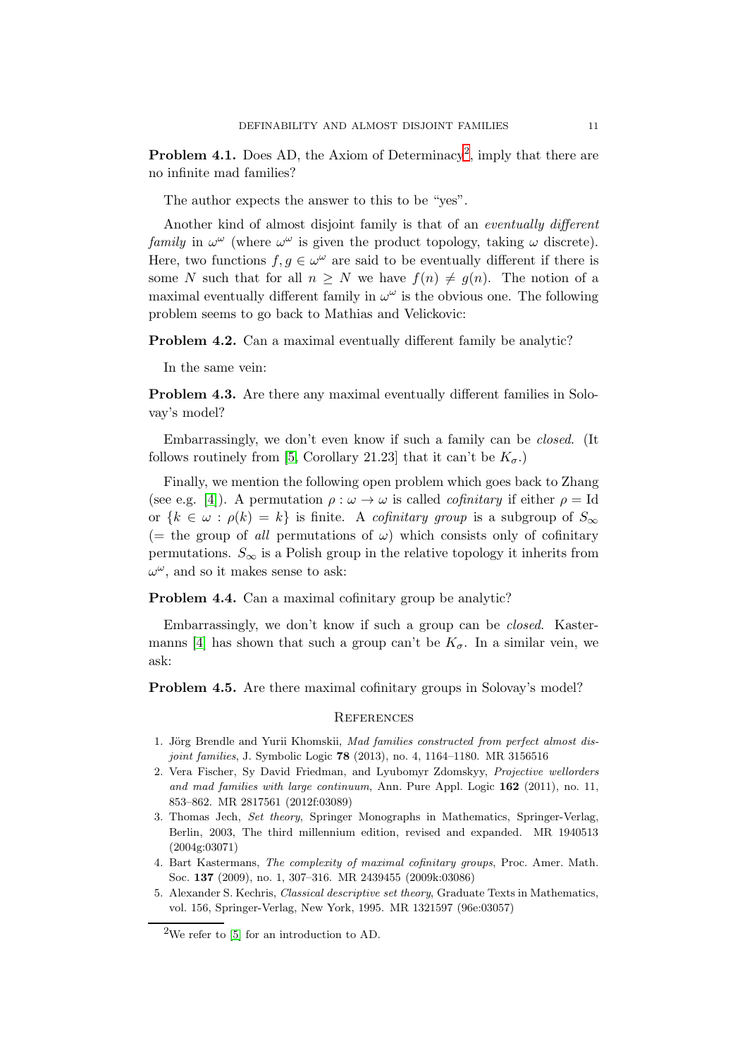**Problem 4.1.** Does AD, the Axiom of Determinacy[2], imply that there are no infinite mad families?

The author expects the answer to this to be "yes".

Another kind of almost disjoint family is that of an *eventually different family* in $\omega^\omega$ (where $\omega^\omega$ is given the product topology, taking $\omega$ discrete). Here, two functions $f, g \in \omega^\omega$ are said to be eventually different if there is some $N$ such that for all $n \geq N$ we have $f(n) \neq g(n)$. The notion of a maximal eventually different family in $\omega^\omega$ is the obvious one. The following problem seems to go back to Mathias and Velickovic:

**Problem 4.2.** Can a maximal eventually different family be analytic?

In the same vein:

**Problem 4.3.** Are there any maximal eventually different families in Solovay's model?

Embarrassingly, we don't even know if such a family can be *closed*. (It follows routinely from [5, Corollary 21.23] that it can't be $K_\sigma$.)

Finally, we mention the following open problem which goes back to Zhang (see e.g. [4]). A permutation $\rho : \omega \to \omega$ is called *cofinitary* if either $\rho = \mathrm{Id}$ or $\{k \in \omega : \rho(k) = k\}$ is finite. A *cofinitary group* is a subgroup of $S_\infty$ (= the group of *all* permutations of $\omega$) which consists only of cofinitary permutations. $S_\infty$ is a Polish group in the relative topology it inherits from $\omega^\omega$, and so it makes sense to ask:

**Problem 4.4.** Can a maximal cofinitary group be analytic?

Embarrassingly, we don't know if such a group can be *closed*. Kastermanns [4] has shown that such a group can't be $K_\sigma$. In a similar vein, we ask:

**Problem 4.5.** Are there maximal cofinitary groups in Solovay's model?

## References

1. Jörg Brendle and Yurii Khomskii, *Mad families constructed from perfect almost disjoint families*, J. Symbolic Logic **78** (2013), no. 4, 1164–1180. MR 3156516
2. Vera Fischer, Sy David Friedman, and Lyubomyr Zdomskyy, *Projective wellorders and mad families with large continuum*, Ann. Pure Appl. Logic **162** (2011), no. 11, 853–862. MR 2817561 (2012f:03089)
3. Thomas Jech, *Set theory*, Springer Monographs in Mathematics, Springer-Verlag, Berlin, 2003, The third millennium edition, revised and expanded. MR 1940513 (2004g:03071)
4. Bart Kastermans, *The complexity of maximal cofinitary groups*, Proc. Amer. Math. Soc. **137** (2009), no. 1, 307–316. MR 2439455 (2009k:03086)
5. Alexander S. Kechris, *Classical descriptive set theory*, Graduate Texts in Mathematics, vol. 156, Springer-Verlag, New York, 1995. MR 1321597 (96e:03057)

[2] We refer to [5] for an introduction to AD.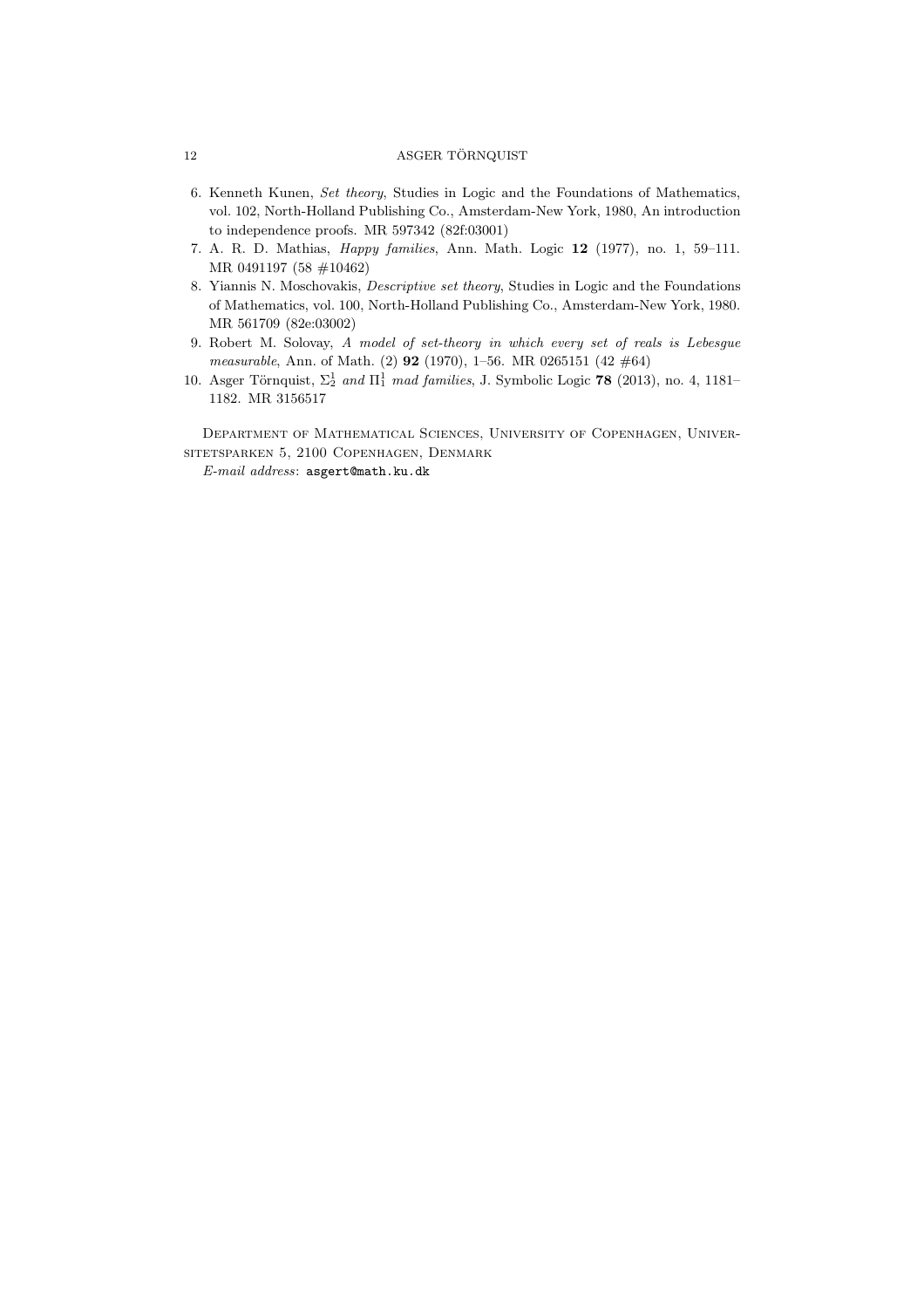6. Kenneth Kunen, *Set theory*, Studies in Logic and the Foundations of Mathematics, vol. 102, North-Holland Publishing Co., Amsterdam-New York, 1980, An introduction to independence proofs. MR 597342 (82f:03001)
7. A. R. D. Mathias, *Happy families*, Ann. Math. Logic **12** (1977), no. 1, 59–111. MR 0491197 (58 #10462)
8. Yiannis N. Moschovakis, *Descriptive set theory*, Studies in Logic and the Foundations of Mathematics, vol. 100, North-Holland Publishing Co., Amsterdam-New York, 1980. MR 561709 (82e:03002)
9. Robert M. Solovay, *A model of set-theory in which every set of reals is Lebesgue measurable*, Ann. of Math. (2) **92** (1970), 1–56. MR 0265151 (42 #64)
10. Asger Törnquist, *$\Sigma^1_2$ and $\Pi^1_1$ mad families*, J. Symbolic Logic **78** (2013), no. 4, 1181–1182. MR 3156517

Department of Mathematical Sciences, University of Copenhagen, Universitetsparken 5, 2100 Copenhagen, Denmark

*E-mail address*: asgert@math.ku.dk